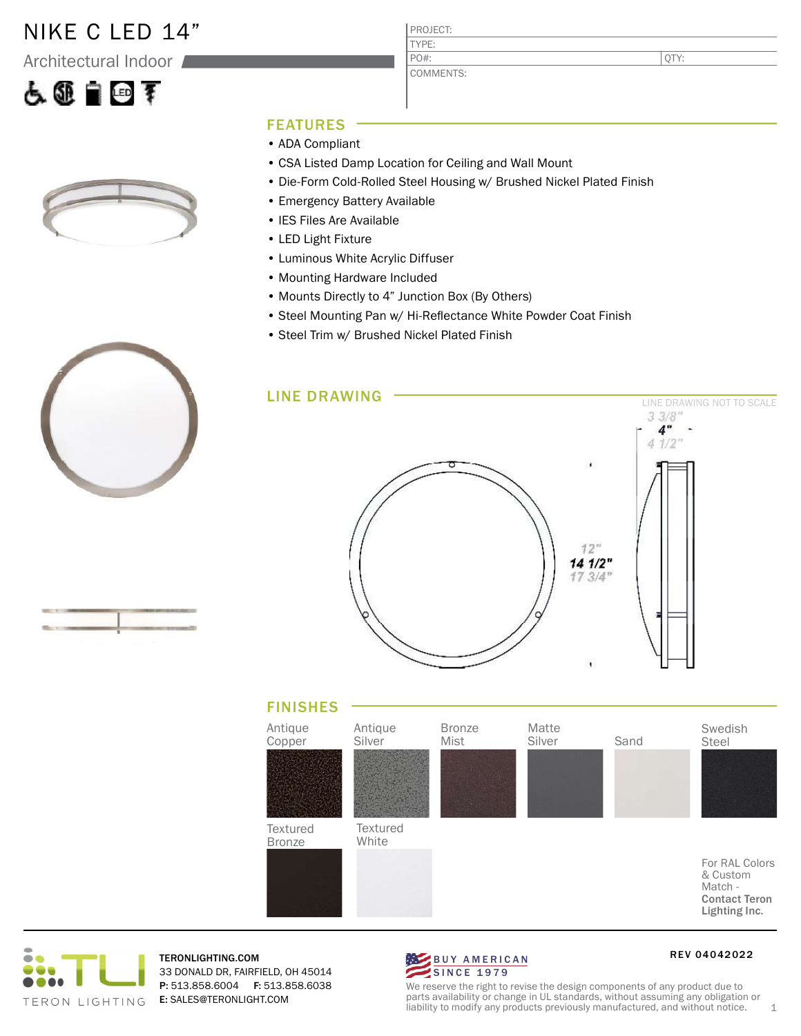# NIKE C LED 14"

## Architectural Indoor

| PROJECT: | |
|---|---|
| TYPE: | |
| PO#: | QTY: |
| COMMENTS: | |

## FEATURES

- ADA Compliant
- CSA Listed Damp Location for Ceiling and Wall Mount
- Die-Form Cold-Rolled Steel Housing w/ Brushed Nickel Plated Finish
- Emergency Battery Available
- IES Files Are Available
- LED Light Fixture
- Luminous White Acrylic Diffuser
- Mounting Hardware Included
- Mounts Directly to 4" Junction Box (By Others)
- Steel Mounting Pan w/ Hi-Reflectance White Powder Coat Finish
- Steel Trim w/ Brushed Nickel Plated Finish

## LINE DRAWING

LINE DRAWING NOT TO SCALE

3 3/8"
**4"**
4 1/2"

12"
**14 1/2"**
17 3/4"

## FINISHES

Antique Copper

Antique Silver

Bronze Mist

Matte Silver

Sand

Swedish Steel

Textured Bronze

Textured White

For RAL Colors & Custom Match - **Contact Teron Lighting Inc.**

TERON LIGHTING

TERONLIGHTING.COM
33 DONALD DR, FAIRFIELD, OH 45014
**P:** 513.858.6004 **F:** 513.858.6038
**E:** SALES@TERONLIGHT.COM

BUY AMERICAN SINCE 1979

We reserve the right to revise the design components of any product due to parts availability or change in UL standards, without assuming any obligation or liability to modify any products previously manufactured, and without notice.

REV 04042022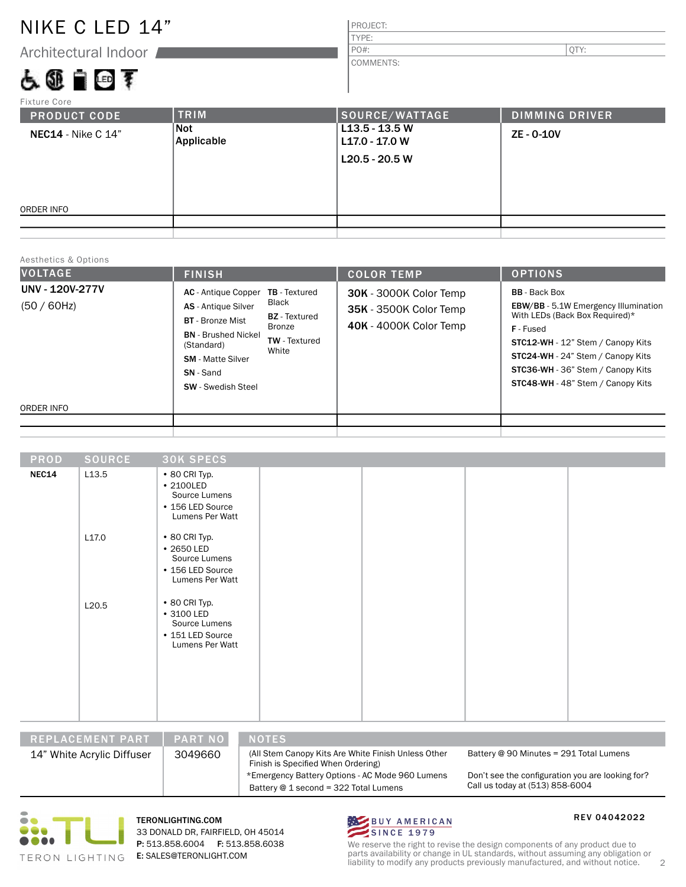# NIKE C LED 14”

## Architectural Indoor

| PROJECT: | |
|---|---|
| TYPE: | |
| PO#: | QTY: |
| COMMENTS: | |

Fixture Core

| PRODUCT CODE | TRIM | SOURCE/WATTAGE | DIMMING DRIVER |
|---|---|---|---|
| **NEC14** - Nike C 14” | **Not Applicable** | **L13.5 - 13.5 W**<br>**L17.0 - 17.0 W**<br>**L20.5 - 20.5 W** | **ZE - 0-10V** |
| ORDER INFO | | | |

Aesthetics & Options

| VOLTAGE | FINISH | COLOR TEMP | OPTIONS |
|---|---|---|---|
| **UNV - 120V-277V**<br>(50 / 60Hz) | **AC** - Antique Copper<br>**AS** - Antique Silver<br>**BT** - Bronze Mist<br>**BN** - Brushed Nickel (Standard)<br>**SM** - Matte Silver<br>**SN** - Sand<br>**SW** - Swedish Steel<br>**TB** - Textured Black<br>**BZ** - Textured Bronze<br>**TW** - Textured White | **30K** - 3000K Color Temp<br>**35K** - 3500K Color Temp<br>**40K** - 4000K Color Temp | **BB** - Back Box<br>**EBW/BB** - 5.1W Emergency Illumination With LEDs (Back Box Required)*<br>**F** - Fused<br>**STC12-WH** - 12” Stem / Canopy Kits<br>**STC24-WH** - 24” Stem / Canopy Kits<br>**STC36-WH** - 36” Stem / Canopy Kits<br>**STC48-WH** - 48” Stem / Canopy Kits |
| ORDER INFO | | | |

| PROD | SOURCE | 30K SPECS |
|---|---|---|
| **NEC14** | L13.5 | • 80 CRI Typ.<br>• 2100LED Source Lumens<br>• 156 LED Source Lumens Per Watt |
| | L17.0 | • 80 CRI Typ.<br>• 2650 LED Source Lumens<br>• 156 LED Source Lumens Per Watt |
| | L20.5 | • 80 CRI Typ.<br>• 3100 LED Source Lumens<br>• 151 LED Source Lumens Per Watt |

| REPLACEMENT PART | PART NO |
|---|---|
| 14” White Acrylic Diffuser | 3049660 |

**NOTES**

(All Stem Canopy Kits Are White Finish Unless Other Finish is Specified When Ordering)

*Emergency Battery Options - AC Mode 960 Lumens

Battery @ 1 second = 322 Total Lumens

Battery @ 90 Minutes = 291 Total Lumens

Don’t see the configuration you are looking for? Call us today at (513) 858-6004

TERON LIGHTING

**TERONLIGHTING.COM**
33 DONALD DR, FAIRFIELD, OH 45014
**P:** 513.858.6004 **F:** 513.858.6038
**E:** SALES@TERONLIGHT.COM

BUY AMERICAN SINCE 1979

We reserve the right to revise the design components of any product due to parts availability or change in UL standards, without assuming any obligation or liability to modify any products previously manufactured, and without notice.

REV 04042022